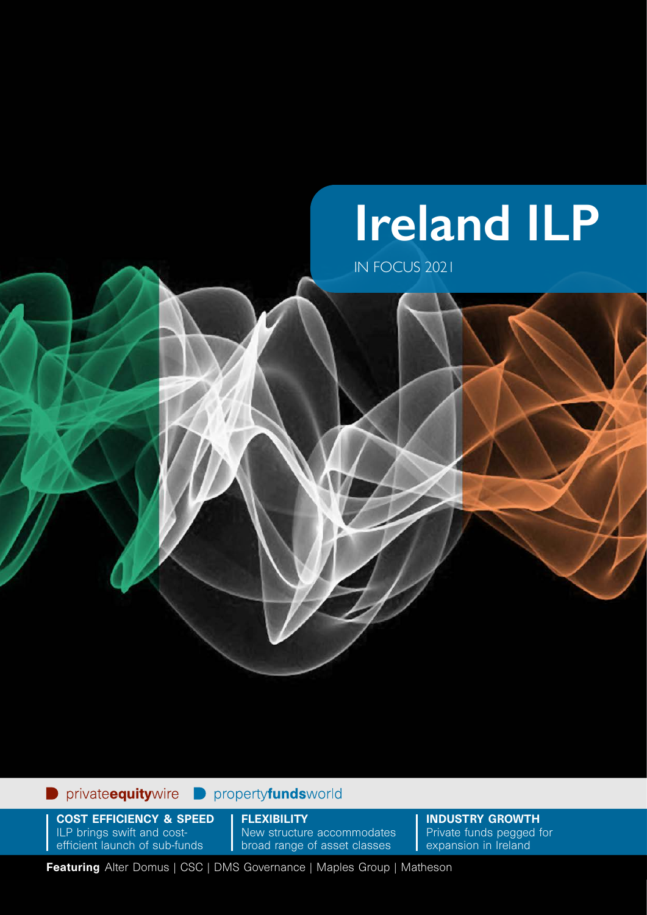# Ireland ILP

IN FOCUS 2021

privateequitywire | propertyfundsworld

**COST EFFICIENCY & SPEED**
ILP brings swift and cost-efficient launch of sub-funds

**FLEXIBILITY**
New structure accommodates broad range of asset classes

**INDUSTRY GROWTH**
Private funds pegged for expansion in Ireland

**Featuring** Alter Domus | CSC | DMS Governance | Maples Group | Matheson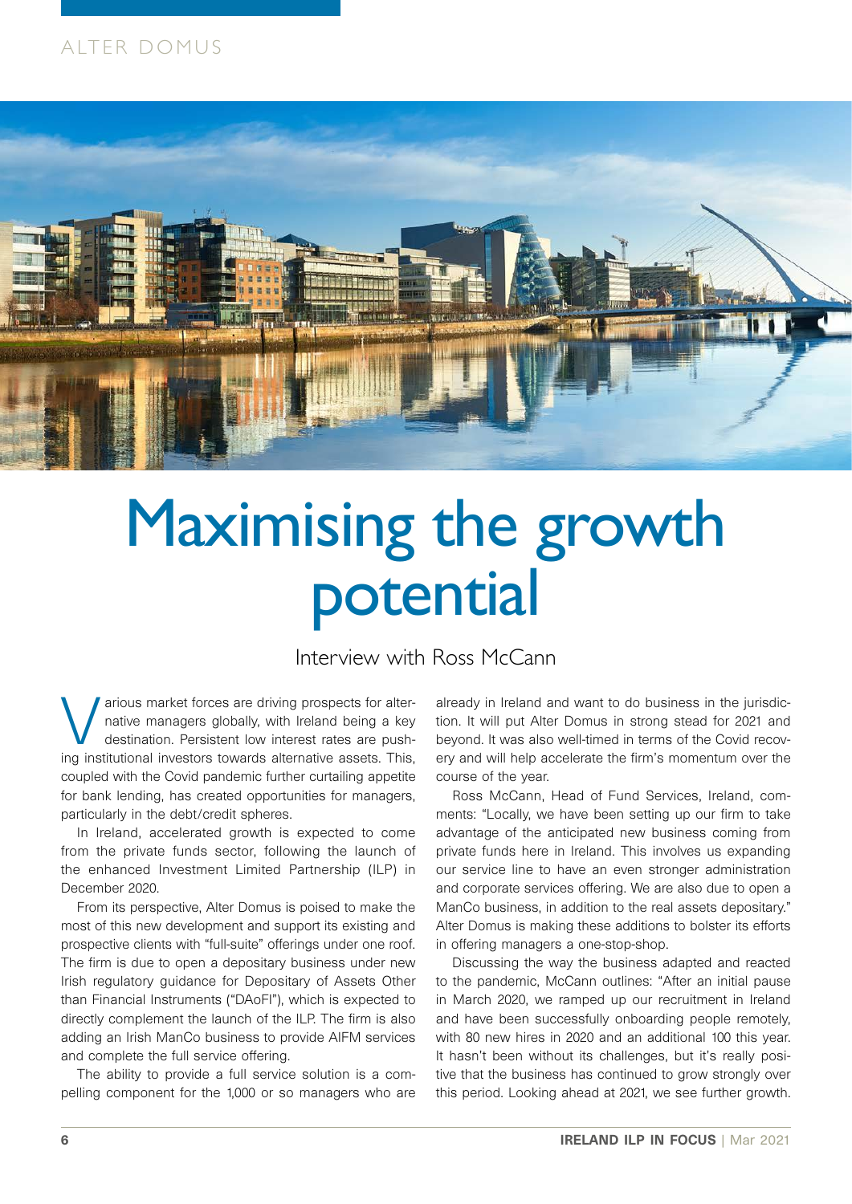# Maximising the growth potential

Interview with Ross McCann

Various market forces are driving prospects for alternative managers globally, with Ireland being a key destination. Persistent low interest rates are pushing institutional investors towards alternative assets. This, coupled with the Covid pandemic further curtailing appetite for bank lending, has created opportunities for managers, particularly in the debt/credit spheres.

In Ireland, accelerated growth is expected to come from the private funds sector, following the launch of the enhanced Investment Limited Partnership (ILP) in December 2020.

From its perspective, Alter Domus is poised to make the most of this new development and support its existing and prospective clients with "full-suite" offerings under one roof. The firm is due to open a depositary business under new Irish regulatory guidance for Depositary of Assets Other than Financial Instruments ("DAoFI"), which is expected to directly complement the launch of the ILP. The firm is also adding an Irish ManCo business to provide AIFM services and complete the full service offering.

The ability to provide a full service solution is a compelling component for the 1,000 or so managers who are already in Ireland and want to do business in the jurisdiction. It will put Alter Domus in strong stead for 2021 and beyond. It was also well-timed in terms of the Covid recovery and will help accelerate the firm's momentum over the course of the year.

Ross McCann, Head of Fund Services, Ireland, comments: "Locally, we have been setting up our firm to take advantage of the anticipated new business coming from private funds here in Ireland. This involves us expanding our service line to have an even stronger administration and corporate services offering. We are also due to open a ManCo business, in addition to the real assets depositary." Alter Domus is making these additions to bolster its efforts in offering managers a one-stop-shop.

Discussing the way the business adapted and reacted to the pandemic, McCann outlines: "After an initial pause in March 2020, we ramped up our recruitment in Ireland and have been successfully onboarding people remotely, with 80 new hires in 2020 and an additional 100 this year. It hasn't been without its challenges, but it's really positive that the business has continued to grow strongly over this period. Looking ahead at 2021, we see further growth.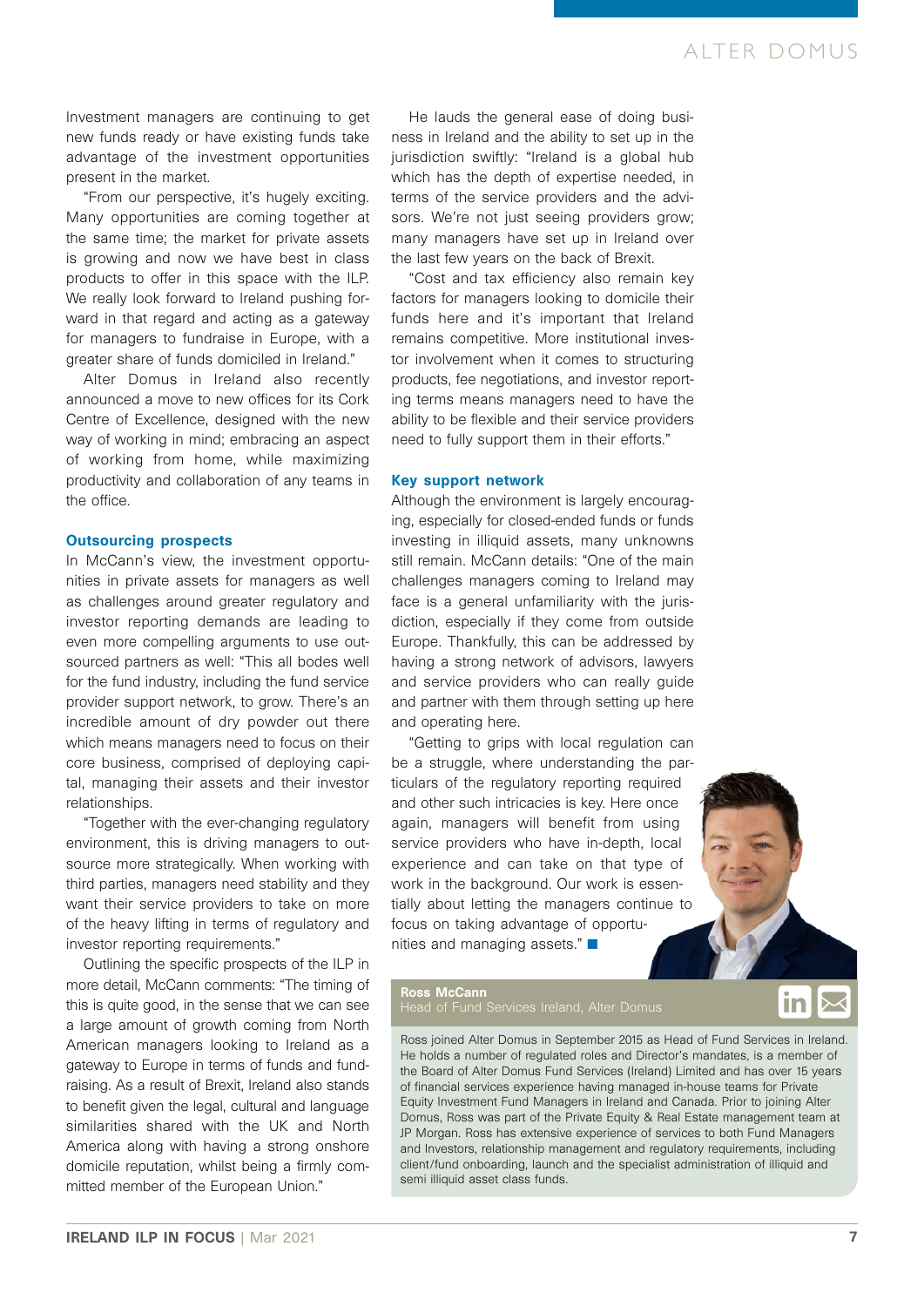Investment managers are continuing to get new funds ready or have existing funds take advantage of the investment opportunities present in the market.

"From our perspective, it's hugely exciting. Many opportunities are coming together at the same time; the market for private assets is growing and now we have best in class products to offer in this space with the ILP. We really look forward to Ireland pushing forward in that regard and acting as a gateway for managers to fundraise in Europe, with a greater share of funds domiciled in Ireland."

Alter Domus in Ireland also recently announced a move to new offices for its Cork Centre of Excellence, designed with the new way of working in mind; embracing an aspect of working from home, while maximizing productivity and collaboration of any teams in the office.

### Outsourcing prospects

In McCann's view, the investment opportunities in private assets for managers as well as challenges around greater regulatory and investor reporting demands are leading to even more compelling arguments to use outsourced partners as well: "This all bodes well for the fund industry, including the fund service provider support network, to grow. There's an incredible amount of dry powder out there which means managers need to focus on their core business, comprised of deploying capital, managing their assets and their investor relationships.

"Together with the ever-changing regulatory environment, this is driving managers to outsource more strategically. When working with third parties, managers need stability and they want their service providers to take on more of the heavy lifting in terms of regulatory and investor reporting requirements."

Outlining the specific prospects of the ILP in more detail, McCann comments: "The timing of this is quite good, in the sense that we can see a large amount of growth coming from North American managers looking to Ireland as a gateway to Europe in terms of funds and fundraising. As a result of Brexit, Ireland also stands to benefit given the legal, cultural and language similarities shared with the UK and North America along with having a strong onshore domicile reputation, whilst being a firmly committed member of the European Union."

He lauds the general ease of doing business in Ireland and the ability to set up in the jurisdiction swiftly: "Ireland is a global hub which has the depth of expertise needed, in terms of the service providers and the advisors. We're not just seeing providers grow; many managers have set up in Ireland over the last few years on the back of Brexit.

"Cost and tax efficiency also remain key factors for managers looking to domicile their funds here and it's important that Ireland remains competitive. More institutional investor involvement when it comes to structuring products, fee negotiations, and investor reporting terms means managers need to have the ability to be flexible and their service providers need to fully support them in their efforts."

### Key support network

Although the environment is largely encouraging, especially for closed-ended funds or funds investing in illiquid assets, many unknowns still remain. McCann details: "One of the main challenges managers coming to Ireland may face is a general unfamiliarity with the jurisdiction, especially if they come from outside Europe. Thankfully, this can be addressed by having a strong network of advisors, lawyers and service providers who can really guide and partner with them through setting up here and operating here.

"Getting to grips with local regulation can be a struggle, where understanding the particulars of the regulatory reporting required and other such intricacies is key. Here once again, managers will benefit from using service providers who have in-depth, local experience and can take on that type of work in the background. Our work is essentially about letting the managers continue to focus on taking advantage of opportunities and managing assets." ■

**Ross McCann**
Head of Fund Services Ireland, Alter Domus

Ross joined Alter Domus in September 2015 as Head of Fund Services in Ireland. He holds a number of regulated roles and Director's mandates, is a member of the Board of Alter Domus Fund Services (Ireland) Limited and has over 15 years of financial services experience having managed in-house teams for Private Equity Investment Fund Managers in Ireland and Canada. Prior to joining Alter Domus, Ross was part of the Private Equity & Real Estate management team at JP Morgan. Ross has extensive experience of services to both Fund Managers and Investors, relationship management and regulatory requirements, including client/fund onboarding, launch and the specialist administration of illiquid and semi illiquid asset class funds.